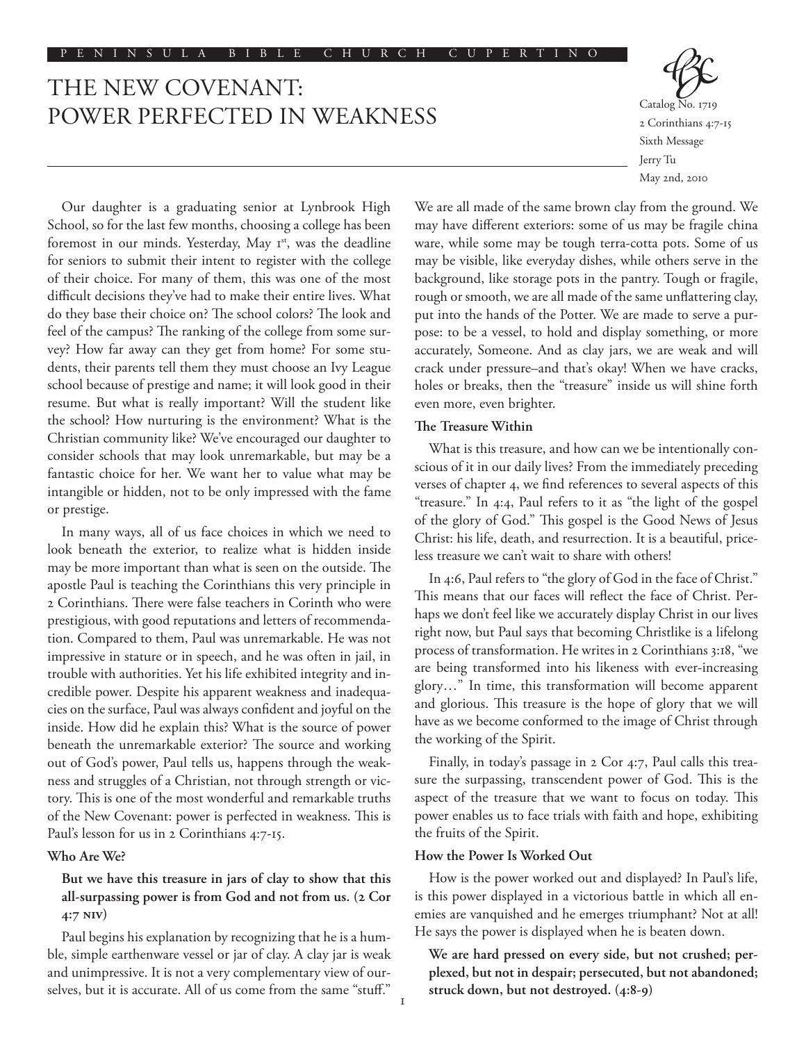# THE NEW COVENANT: POWER PERFECTED IN WEAKNESS

Catalog No. 1719
2 Corinthians 4:7-15
Sixth Message
Jerry Tu
May 2nd, 2010

Our daughter is a graduating senior at Lynbrook High School, so for the last few months, choosing a college has been foremost in our minds. Yesterday, May 1st, was the deadline for seniors to submit their intent to register with the college of their choice. For many of them, this was one of the most difficult decisions they've had to make their entire lives. What do they base their choice on? The school colors? The look and feel of the campus? The ranking of the college from some survey? How far away can they get from home? For some students, their parents tell them they must choose an Ivy League school because of prestige and name; it will look good in their resume. But what is really important? Will the student like the school? How nurturing is the environment? What is the Christian community like? We've encouraged our daughter to consider schools that may look unremarkable, but may be a fantastic choice for her. We want her to value what may be intangible or hidden, not to be only impressed with the fame or prestige.

In many ways, all of us face choices in which we need to look beneath the exterior, to realize what is hidden inside may be more important than what is seen on the outside. The apostle Paul is teaching the Corinthians this very principle in 2 Corinthians. There were false teachers in Corinth who were prestigious, with good reputations and letters of recommendation. Compared to them, Paul was unremarkable. He was not impressive in stature or in speech, and he was often in jail, in trouble with authorities. Yet his life exhibited integrity and incredible power. Despite his apparent weakness and inadequacies on the surface, Paul was always confident and joyful on the inside. How did he explain this? What is the source of power beneath the unremarkable exterior? The source and working out of God's power, Paul tells us, happens through the weakness and struggles of a Christian, not through strength or victory. This is one of the most wonderful and remarkable truths of the New Covenant: power is perfected in weakness. This is Paul's lesson for us in 2 Corinthians 4:7-15.

### Who Are We?

**But we have this treasure in jars of clay to show that this all-surpassing power is from God and not from us. (2 Cor 4:7 NIV)**

Paul begins his explanation by recognizing that he is a humble, simple earthenware vessel or jar of clay. A clay jar is weak and unimpressive. It is not a very complementary view of ourselves, but it is accurate. All of us come from the same "stuff." We are all made of the same brown clay from the ground. We may have different exteriors: some of us may be fragile china ware, while some may be tough terra-cotta pots. Some of us may be visible, like everyday dishes, while others serve in the background, like storage pots in the pantry. Tough or fragile, rough or smooth, we are all made of the same unflattering clay, put into the hands of the Potter. We are made to serve a purpose: to be a vessel, to hold and display something, or more accurately, Someone. And as clay jars, we are weak and will crack under pressure–and that's okay! When we have cracks, holes or breaks, then the "treasure" inside us will shine forth even more, even brighter.

### The Treasure Within

What is this treasure, and how can we be intentionally conscious of it in our daily lives? From the immediately preceding verses of chapter 4, we find references to several aspects of this "treasure." In 4:4, Paul refers to it as "the light of the gospel of the glory of God." This gospel is the Good News of Jesus Christ: his life, death, and resurrection. It is a beautiful, priceless treasure we can't wait to share with others!

In 4:6, Paul refers to "the glory of God in the face of Christ." This means that our faces will reflect the face of Christ. Perhaps we don't feel like we accurately display Christ in our lives right now, but Paul says that becoming Christlike is a lifelong process of transformation. He writes in 2 Corinthians 3:18, "we are being transformed into his likeness with ever-increasing glory…" In time, this transformation will become apparent and glorious. This treasure is the hope of glory that we will have as we become conformed to the image of Christ through the working of the Spirit.

Finally, in today's passage in 2 Cor 4:7, Paul calls this treasure the surpassing, transcendent power of God. This is the aspect of the treasure that we want to focus on today. This power enables us to face trials with faith and hope, exhibiting the fruits of the Spirit.

### How the Power Is Worked Out

How is the power worked out and displayed? In Paul's life, is this power displayed in a victorious battle in which all enemies are vanquished and he emerges triumphant? Not at all! He says the power is displayed when he is beaten down.

**We are hard pressed on every side, but not crushed; perplexed, but not in despair; persecuted, but not abandoned; struck down, but not destroyed. (4:8-9)**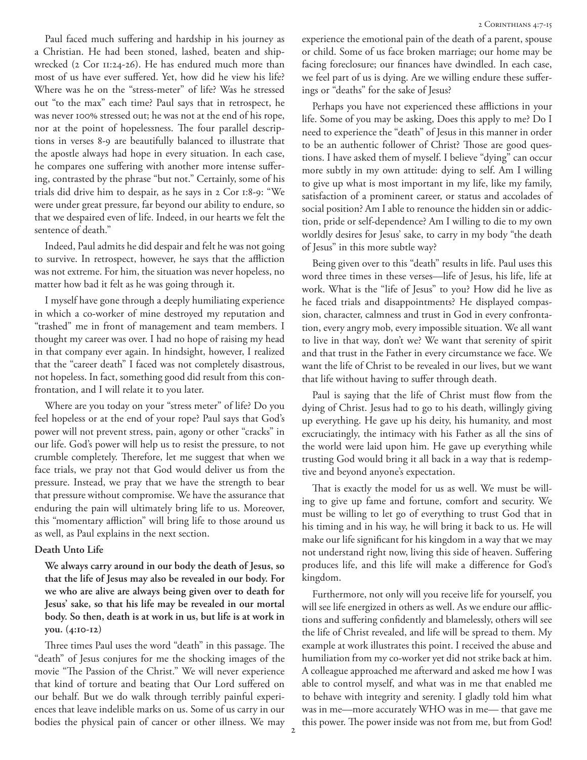Paul faced much suffering and hardship in his journey as a Christian. He had been stoned, lashed, beaten and shipwrecked (2 Cor 11:24-26). He has endured much more than most of us have ever suffered. Yet, how did he view his life? Where was he on the "stress-meter" of life? Was he stressed out "to the max" each time? Paul says that in retrospect, he was never 100% stressed out; he was not at the end of his rope, nor at the point of hopelessness. The four parallel descriptions in verses 8-9 are beautifully balanced to illustrate that the apostle always had hope in every situation. In each case, he compares one suffering with another more intense suffering, contrasted by the phrase "but not." Certainly, some of his trials did drive him to despair, as he says in 2 Cor 1:8-9: "We were under great pressure, far beyond our ability to endure, so that we despaired even of life. Indeed, in our hearts we felt the sentence of death."

Indeed, Paul admits he did despair and felt he was not going to survive. In retrospect, however, he says that the affliction was not extreme. For him, the situation was never hopeless, no matter how bad it felt as he was going through it.

I myself have gone through a deeply humiliating experience in which a co-worker of mine destroyed my reputation and "trashed" me in front of management and team members. I thought my career was over. I had no hope of raising my head in that company ever again. In hindsight, however, I realized that the "career death" I faced was not completely disastrous, not hopeless. In fact, something good did result from this confrontation, and I will relate it to you later.

Where are you today on your "stress meter" of life? Do you feel hopeless or at the end of your rope? Paul says that God's power will not prevent stress, pain, agony or other "cracks" in our life. God's power will help us to resist the pressure, to not crumble completely. Therefore, let me suggest that when we face trials, we pray not that God would deliver us from the pressure. Instead, we pray that we have the strength to bear that pressure without compromise. We have the assurance that enduring the pain will ultimately bring life to us. Moreover, this "momentary affliction" will bring life to those around us as well, as Paul explains in the next section.

**Death Unto Life**

> **We always carry around in our body the death of Jesus, so that the life of Jesus may also be revealed in our body. For we who are alive are always being given over to death for Jesus' sake, so that his life may be revealed in our mortal body. So then, death is at work in us, but life is at work in you. (4:10-12)**

Three times Paul uses the word "death" in this passage. The "death" of Jesus conjures for me the shocking images of the movie "The Passion of the Christ." We will never experience that kind of torture and beating that Our Lord suffered on our behalf. But we do walk through terribly painful experiences that leave indelible marks on us. Some of us carry in our bodies the physical pain of cancer or other illness. We may experience the emotional pain of the death of a parent, spouse or child. Some of us face broken marriage; our home may be facing foreclosure; our finances have dwindled. In each case, we feel part of us is dying. Are we willing endure these sufferings or "deaths" for the sake of Jesus?

Perhaps you have not experienced these afflictions in your life. Some of you may be asking, Does this apply to me? Do I need to experience the "death" of Jesus in this manner in order to be an authentic follower of Christ? Those are good questions. I have asked them of myself. I believe "dying" can occur more subtly in my own attitude: dying to self. Am I willing to give up what is most important in my life, like my family, satisfaction of a prominent career, or status and accolades of social position? Am I able to renounce the hidden sin or addiction, pride or self-dependence? Am I willing to die to my own worldly desires for Jesus' sake, to carry in my body "the death of Jesus" in this more subtle way?

Being given over to this "death" results in life. Paul uses this word three times in these verses—life of Jesus, his life, life at work. What is the "life of Jesus" to you? How did he live as he faced trials and disappointments? He displayed compassion, character, calmness and trust in God in every confrontation, every angry mob, every impossible situation. We all want to live in that way, don't we? We want that serenity of spirit and that trust in the Father in every circumstance we face. We want the life of Christ to be revealed in our lives, but we want that life without having to suffer through death.

Paul is saying that the life of Christ must flow from the dying of Christ. Jesus had to go to his death, willingly giving up everything. He gave up his deity, his humanity, and most excruciatingly, the intimacy with his Father as all the sins of the world were laid upon him. He gave up everything while trusting God would bring it all back in a way that is redemptive and beyond anyone's expectation.

That is exactly the model for us as well. We must be willing to give up fame and fortune, comfort and security. We must be willing to let go of everything to trust God that in his timing and in his way, he will bring it back to us. He will make our life significant for his kingdom in a way that we may not understand right now, living this side of heaven. Suffering produces life, and this life will make a difference for God's kingdom.

Furthermore, not only will you receive life for yourself, you will see life energized in others as well. As we endure our afflictions and suffering confidently and blamelessly, others will see the life of Christ revealed, and life will be spread to them. My example at work illustrates this point. I received the abuse and humiliation from my co-worker yet did not strike back at him. A colleague approached me afterward and asked me how I was able to control myself, and what was in me that enabled me to behave with integrity and serenity. I gladly told him what was in me—more accurately WHO was in me— that gave me this power. The power inside was not from me, but from God!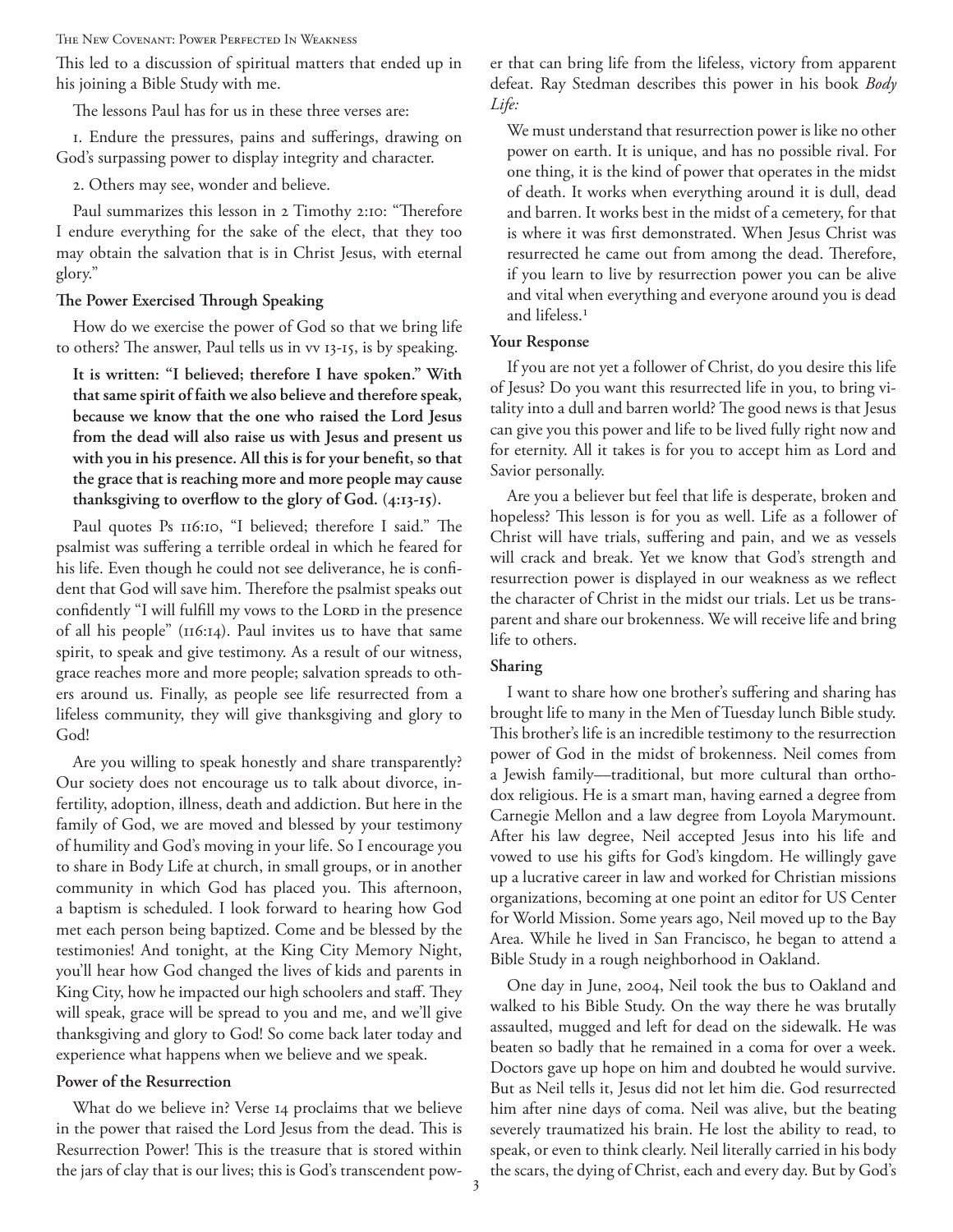This led to a discussion of spiritual matters that ended up in his joining a Bible Study with me.

The lessons Paul has for us in these three verses are:

1. Endure the pressures, pains and sufferings, drawing on God's surpassing power to display integrity and character.

2. Others may see, wonder and believe.

Paul summarizes this lesson in 2 Timothy 2:10: "Therefore I endure everything for the sake of the elect, that they too may obtain the salvation that is in Christ Jesus, with eternal glory."

**The Power Exercised Through Speaking**

How do we exercise the power of God so that we bring life to others? The answer, Paul tells us in vv 13-15, is by speaking.

> **It is written: "I believed; therefore I have spoken." With that same spirit of faith we also believe and therefore speak, because we know that the one who raised the Lord Jesus from the dead will also raise us with Jesus and present us with you in his presence. All this is for your benefit, so that the grace that is reaching more and more people may cause thanksgiving to overflow to the glory of God. (4:13-15).**

Paul quotes Ps 116:10, "I believed; therefore I said." The psalmist was suffering a terrible ordeal in which he feared for his life. Even though he could not see deliverance, he is confident that God will save him. Therefore the psalmist speaks out confidently "I will fulfill my vows to the Lord in the presence of all his people" (116:14). Paul invites us to have that same spirit, to speak and give testimony. As a result of our witness, grace reaches more and more people; salvation spreads to others around us. Finally, as people see life resurrected from a lifeless community, they will give thanksgiving and glory to God!

Are you willing to speak honestly and share transparently? Our society does not encourage us to talk about divorce, infertility, adoption, illness, death and addiction. But here in the family of God, we are moved and blessed by your testimony of humility and God's moving in your life. So I encourage you to share in Body Life at church, in small groups, or in another community in which God has placed you. This afternoon, a baptism is scheduled. I look forward to hearing how God met each person being baptized. Come and be blessed by the testimonies! And tonight, at the King City Memory Night, you'll hear how God changed the lives of kids and parents in King City, how he impacted our high schoolers and staff. They will speak, grace will be spread to you and me, and we'll give thanksgiving and glory to God! So come back later today and experience what happens when we believe and we speak.

**Power of the Resurrection**

What do we believe in? Verse 14 proclaims that we believe in the power that raised the Lord Jesus from the dead. This is Resurrection Power! This is the treasure that is stored within the jars of clay that is our lives; this is God's transcendent power that can bring life from the lifeless, victory from apparent defeat. Ray Stedman describes this power in his book *Body Life:*

> We must understand that resurrection power is like no other power on earth. It is unique, and has no possible rival. For one thing, it is the kind of power that operates in the midst of death. It works when everything around it is dull, dead and barren. It works best in the midst of a cemetery, for that is where it was first demonstrated. When Jesus Christ was resurrected he came out from among the dead. Therefore, if you learn to live by resurrection power you can be alive and vital when everything and everyone around you is dead and lifeless.[1]

**Your Response**

If you are not yet a follower of Christ, do you desire this life of Jesus? Do you want this resurrected life in you, to bring vitality into a dull and barren world? The good news is that Jesus can give you this power and life to be lived fully right now and for eternity. All it takes is for you to accept him as Lord and Savior personally.

Are you a believer but feel that life is desperate, broken and hopeless? This lesson is for you as well. Life as a follower of Christ will have trials, suffering and pain, and we as vessels will crack and break. Yet we know that God's strength and resurrection power is displayed in our weakness as we reflect the character of Christ in the midst our trials. Let us be transparent and share our brokenness. We will receive life and bring life to others.

**Sharing**

I want to share how one brother's suffering and sharing has brought life to many in the Men of Tuesday lunch Bible study. This brother's life is an incredible testimony to the resurrection power of God in the midst of brokenness. Neil comes from a Jewish family—traditional, but more cultural than orthodox religious. He is a smart man, having earned a degree from Carnegie Mellon and a law degree from Loyola Marymount. After his law degree, Neil accepted Jesus into his life and vowed to use his gifts for God's kingdom. He willingly gave up a lucrative career in law and worked for Christian missions organizations, becoming at one point an editor for US Center for World Mission. Some years ago, Neil moved up to the Bay Area. While he lived in San Francisco, he began to attend a Bible Study in a rough neighborhood in Oakland.

One day in June, 2004, Neil took the bus to Oakland and walked to his Bible Study. On the way there he was brutally assaulted, mugged and left for dead on the sidewalk. He was beaten so badly that he remained in a coma for over a week. Doctors gave up hope on him and doubted he would survive. But as Neil tells it, Jesus did not let him die. God resurrected him after nine days of coma. Neil was alive, but the beating severely traumatized his brain. He lost the ability to read, to speak, or even to think clearly. Neil literally carried in his body the scars, the dying of Christ, each and every day. But by God's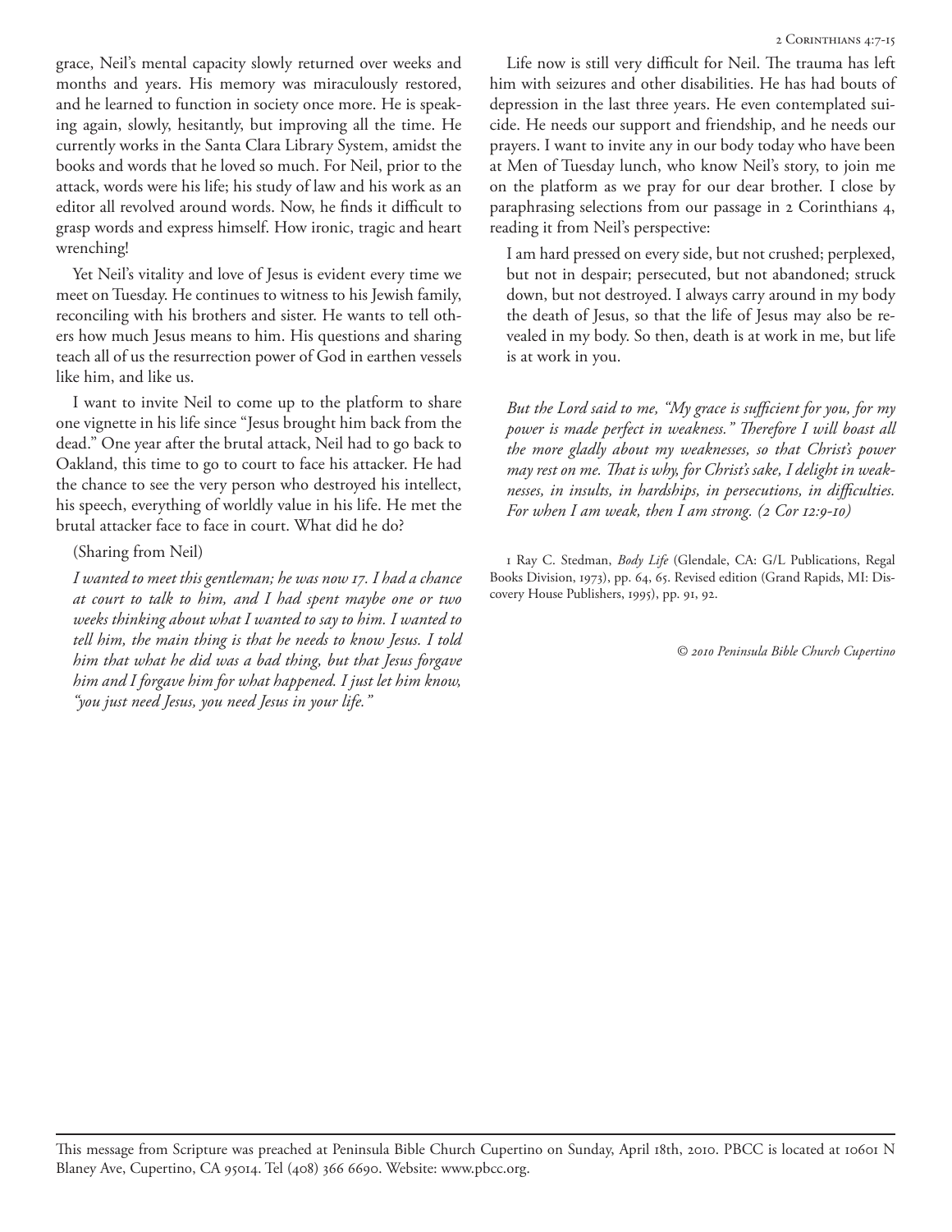grace, Neil's mental capacity slowly returned over weeks and months and years. His memory was miraculously restored, and he learned to function in society once more. He is speaking again, slowly, hesitantly, but improving all the time. He currently works in the Santa Clara Library System, amidst the books and words that he loved so much. For Neil, prior to the attack, words were his life; his study of law and his work as an editor all revolved around words. Now, he finds it difficult to grasp words and express himself. How ironic, tragic and heart wrenching!

Yet Neil's vitality and love of Jesus is evident every time we meet on Tuesday. He continues to witness to his Jewish family, reconciling with his brothers and sister. He wants to tell others how much Jesus means to him. His questions and sharing teach all of us the resurrection power of God in earthen vessels like him, and like us.

I want to invite Neil to come up to the platform to share one vignette in his life since "Jesus brought him back from the dead." One year after the brutal attack, Neil had to go back to Oakland, this time to go to court to face his attacker. He had the chance to see the very person who destroyed his intellect, his speech, everything of worldly value in his life. He met the brutal attacker face to face in court. What did he do?

(Sharing from Neil)

*I wanted to meet this gentleman; he was now 17. I had a chance at court to talk to him, and I had spent maybe one or two weeks thinking about what I wanted to say to him. I wanted to tell him, the main thing is that he needs to know Jesus. I told him that what he did was a bad thing, but that Jesus forgave him and I forgave him for what happened. I just let him know, "you just need Jesus, you need Jesus in your life."*

Life now is still very difficult for Neil. The trauma has left him with seizures and other disabilities. He has had bouts of depression in the last three years. He even contemplated suicide. He needs our support and friendship, and he needs our prayers. I want to invite any in our body today who have been at Men of Tuesday lunch, who know Neil's story, to join me on the platform as we pray for our dear brother. I close by paraphrasing selections from our passage in 2 Corinthians 4, reading it from Neil's perspective:

> I am hard pressed on every side, but not crushed; perplexed, but not in despair; persecuted, but not abandoned; struck down, but not destroyed. I always carry around in my body the death of Jesus, so that the life of Jesus may also be revealed in my body. So then, death is at work in me, but life is at work in you.

*But the Lord said to me, "My grace is sufficient for you, for my power is made perfect in weakness." Therefore I will boast all the more gladly about my weaknesses, so that Christ's power may rest on me. That is why, for Christ's sake, I delight in weaknesses, in insults, in hardships, in persecutions, in difficulties. For when I am weak, then I am strong. (2 Cor 12:9-10)*

1 Ray C. Stedman, *Body Life* (Glendale, CA: G/L Publications, Regal Books Division, 1973), pp. 64, 65. Revised edition (Grand Rapids, MI: Discovery House Publishers, 1995), pp. 91, 92.

*© 2010 Peninsula Bible Church Cupertino*

This message from Scripture was preached at Peninsula Bible Church Cupertino on Sunday, April 18th, 2010. PBCC is located at 10601 N Blaney Ave, Cupertino, CA 95014. Tel (408) 366 6690. Website: www.pbcc.org.